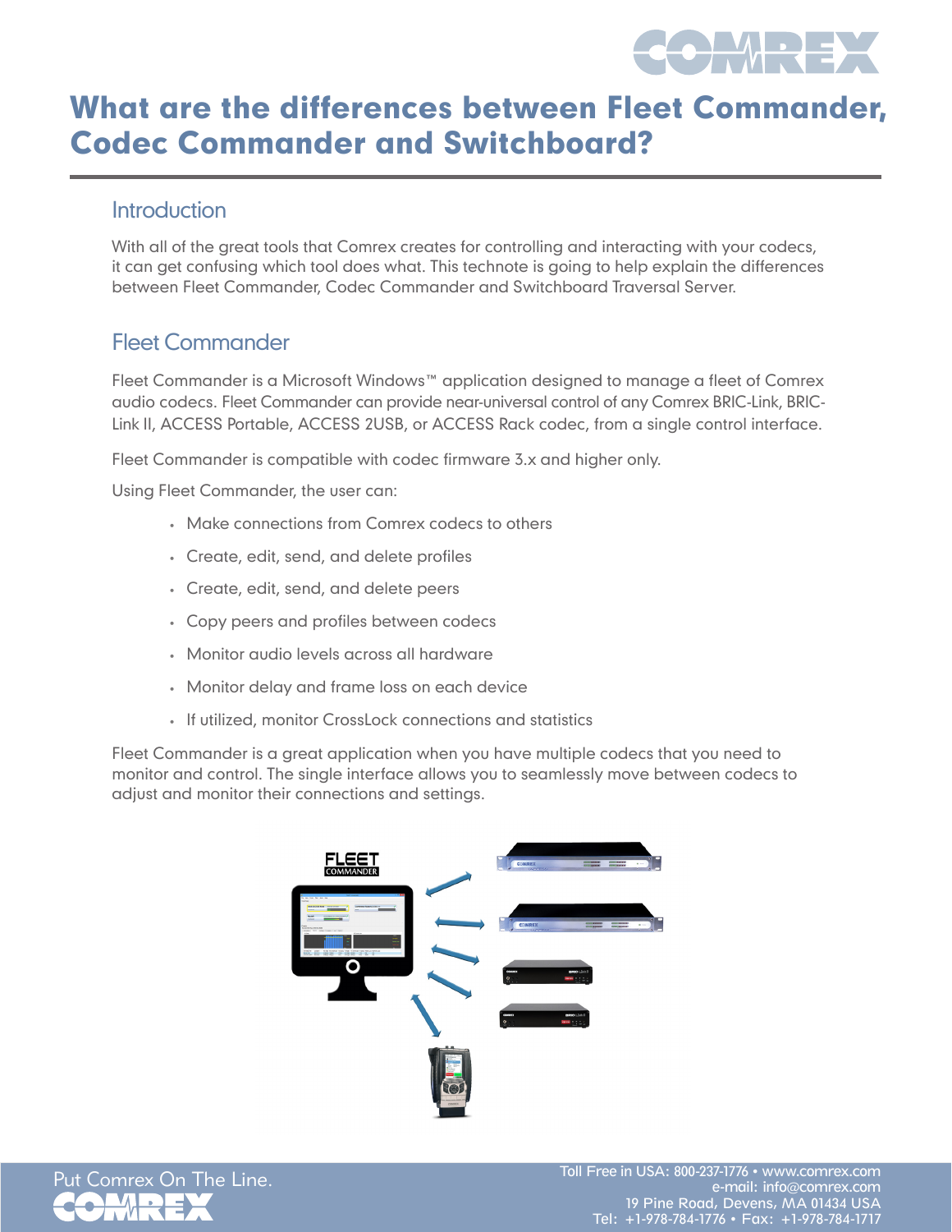# What are the differences between Fleet Commander, Codec Commander and Switchboard?

## Introduction

With all of the great tools that Comrex creates for controlling and interacting with your codecs, it can get confusing which tool does what. This technote is going to help explain the differences between Fleet Commander, Codec Commander and Switchboard Traversal Server.

## Fleet Commander

Fleet Commander is a Microsoft Windows™ application designed to manage a fleet of Comrex audio codecs. Fleet Commander can provide near-universal control of any Comrex BRIC-Link, BRIC-Link II, ACCESS Portable, ACCESS 2USB, or ACCESS Rack codec, from a single control interface.

Fleet Commander is compatible with codec firmware 3.x and higher only.

Using Fleet Commander, the user can:

- Make connections from Comrex codecs to others
- Create, edit, send, and delete profiles
- Create, edit, send, and delete peers
- Copy peers and profiles between codecs
- Monitor audio levels across all hardware
- Monitor delay and frame loss on each device
- If utilized, monitor CrossLock connections and statistics

Fleet Commander is a great application when you have multiple codecs that you need to monitor and control. The single interface allows you to seamlessly move between codecs to adjust and monitor their connections and settings.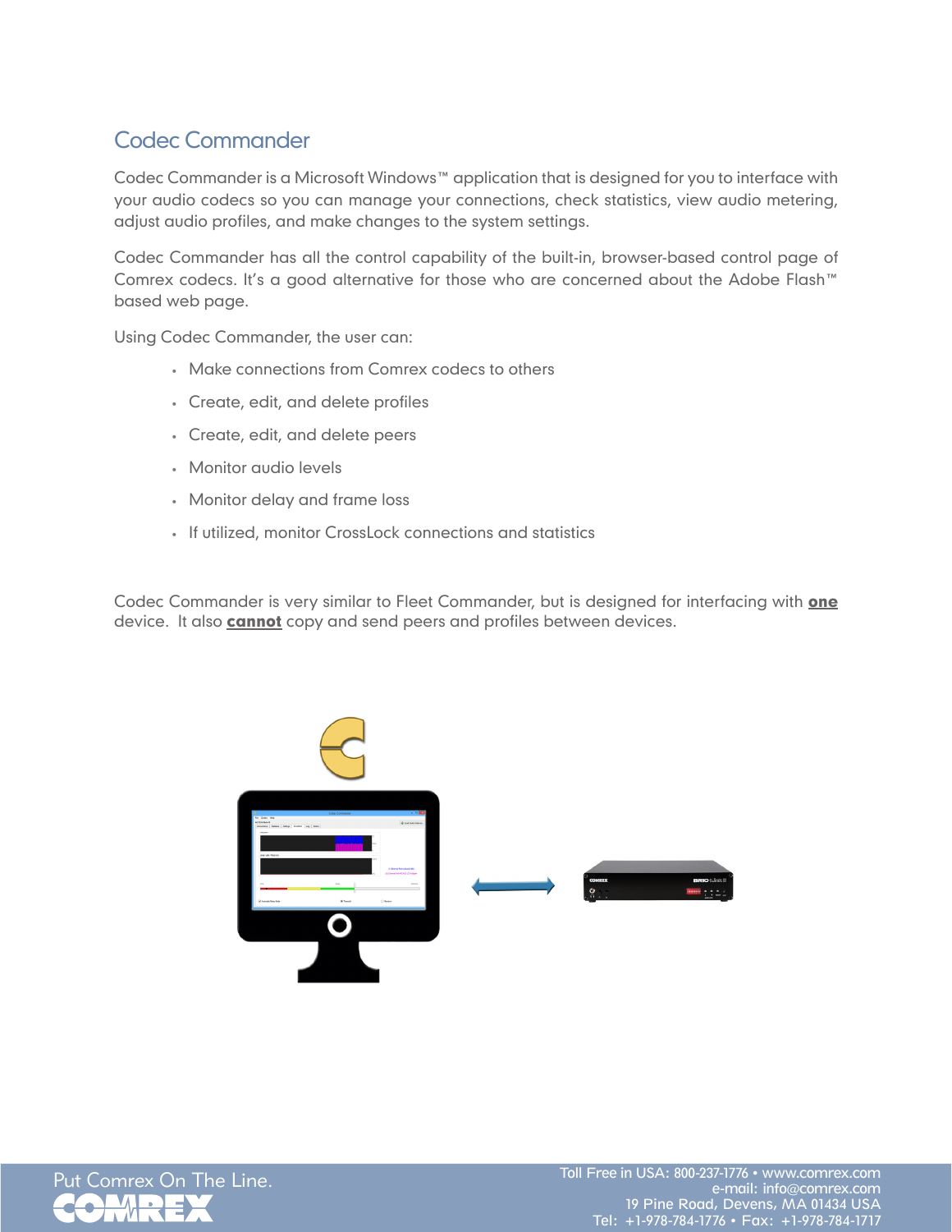## Codec Commander

Codec Commander is a Microsoft Windows™ application that is designed for you to interface with your audio codecs so you can manage your connections, check statistics, view audio metering, adjust audio profiles, and make changes to the system settings.

Codec Commander has all the control capability of the built-in, browser-based control page of Comrex codecs. It's a good alternative for those who are concerned about the Adobe Flash™ based web page.

Using Codec Commander, the user can:

- Make connections from Comrex codecs to others
- Create, edit, and delete profiles
- Create, edit, and delete peers
- Monitor audio levels
- Monitor delay and frame loss
- If utilized, monitor CrossLock connections and statistics

Codec Commander is very similar to Fleet Commander, but is designed for interfacing with **one** device. It also **cannot** copy and send peers and profiles between devices.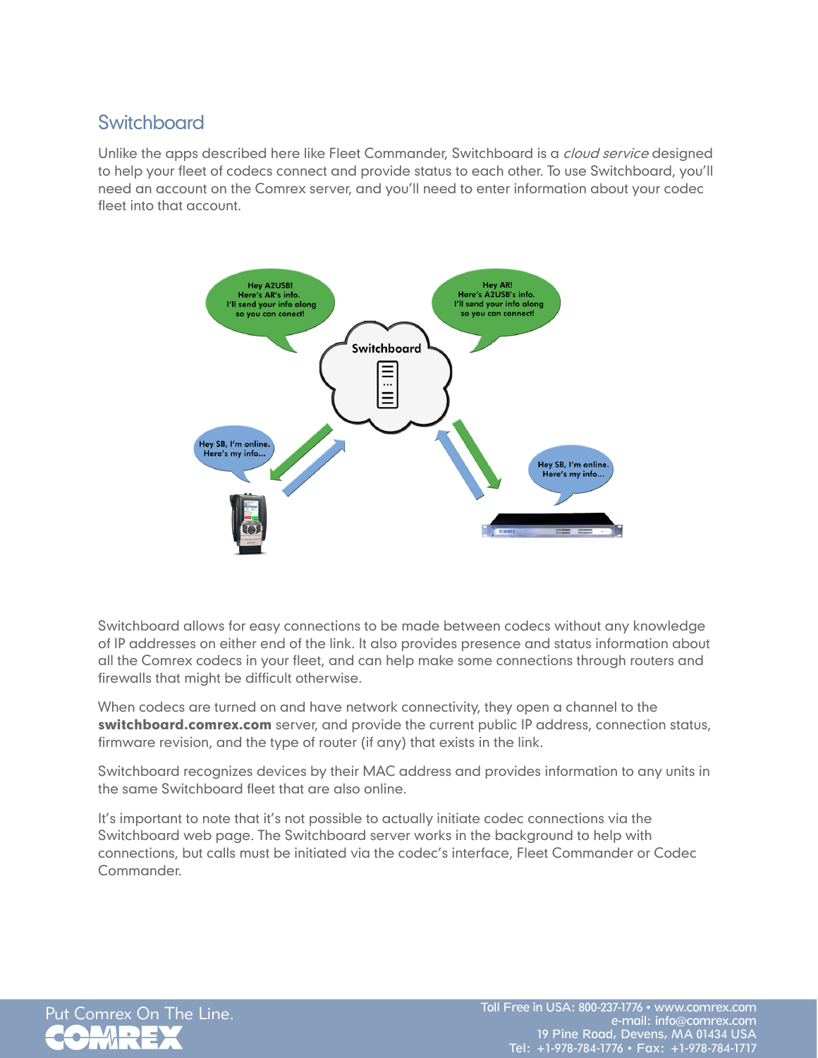## Switchboard

Unlike the apps described here like Fleet Commander, Switchboard is a *cloud service* designed to help your fleet of codecs connect and provide status to each other. To use Switchboard, you'll need an account on the Comrex server, and you'll need to enter information about your codec fleet into that account.

Switchboard allows for easy connections to be made between codecs without any knowledge of IP addresses on either end of the link. It also provides presence and status information about all the Comrex codecs in your fleet, and can help make some connections through routers and firewalls that might be difficult otherwise.

When codecs are turned on and have network connectivity, they open a channel to the **switchboard.comrex.com** server, and provide the current public IP address, connection status, firmware revision, and the type of router (if any) that exists in the link.

Switchboard recognizes devices by their MAC address and provides information to any units in the same Switchboard fleet that are also online.

It's important to note that it's not possible to actually initiate codec connections via the Switchboard web page. The Switchboard server works in the background to help with connections, but calls must be initiated via the codec's interface, Fleet Commander or Codec Commander.